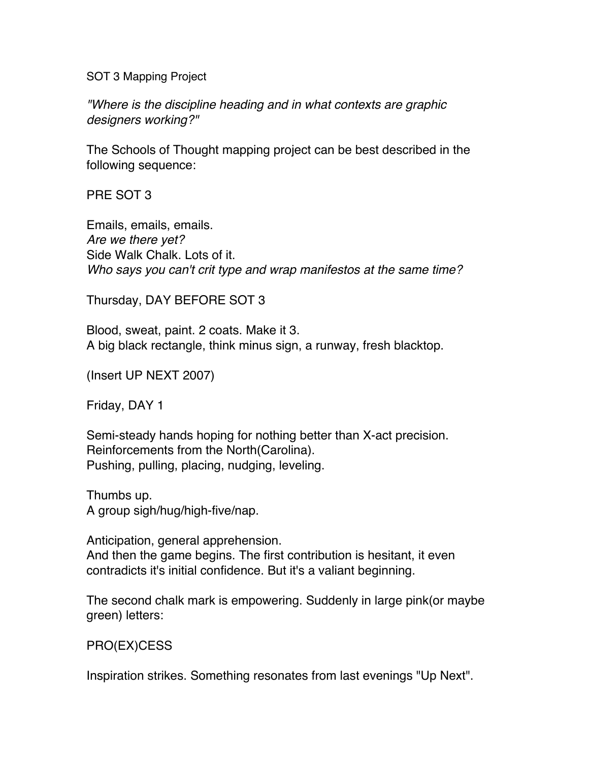SOT 3 Mapping Project

*"Where is the discipline heading and in what contexts are graphic designers working?"*

The Schools of Thought mapping project can be best described in the following sequence:

PRE SOT 3

Emails, emails, emails.
*Are we there yet?*
Side Walk Chalk. Lots of it.
*Who says you can't crit type and wrap manifestos at the same time?*

Thursday, DAY BEFORE SOT 3

Blood, sweat, paint. 2 coats. Make it 3.
A big black rectangle, think minus sign, a runway, fresh blacktop.

(Insert UP NEXT 2007)

Friday, DAY 1

Semi-steady hands hoping for nothing better than X-act precision.
Reinforcements from the North(Carolina).
Pushing, pulling, placing, nudging, leveling.

Thumbs up.
A group sigh/hug/high-five/nap.

Anticipation, general apprehension.
And then the game begins. The first contribution is hesitant, it even contradicts it's initial confidence. But it's a valiant beginning.

The second chalk mark is empowering. Suddenly in large pink(or maybe green) letters:

PRO(EX)CESS

Inspiration strikes. Something resonates from last evenings "Up Next".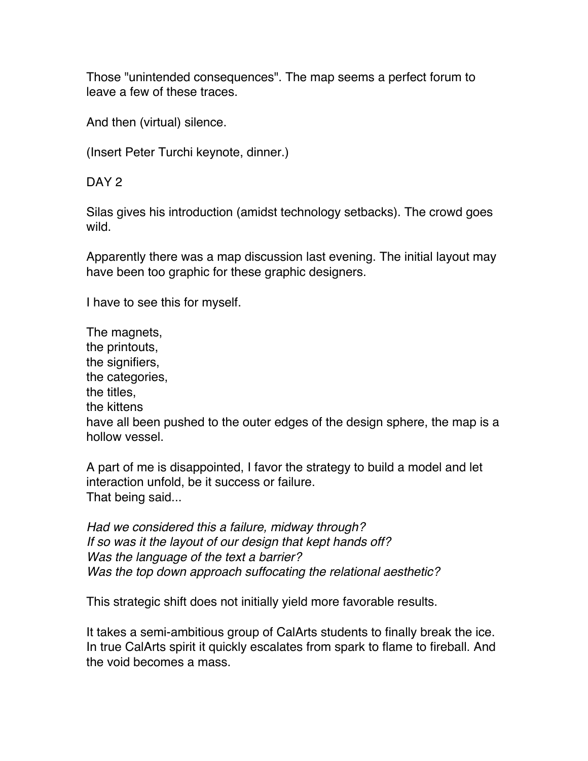Those "unintended consequences". The map seems a perfect forum to leave a few of these traces.

And then (virtual) silence.

(Insert Peter Turchi keynote, dinner.)

DAY 2

Silas gives his introduction (amidst technology setbacks). The crowd goes wild.

Apparently there was a map discussion last evening. The initial layout may have been too graphic for these graphic designers.

I have to see this for myself.

The magnets,  
the printouts,  
the signifiers,  
the categories,  
the titles,  
the kittens  
have all been pushed to the outer edges of the design sphere, the map is a hollow vessel.

A part of me is disappointed, I favor the strategy to build a model and let interaction unfold, be it success or failure.  
That being said...

*Had we considered this a failure, midway through?*  
*If so was it the layout of our design that kept hands off?*  
*Was the language of the text a barrier?*  
*Was the top down approach suffocating the relational aesthetic?*

This strategic shift does not initially yield more favorable results.

It takes a semi-ambitious group of CalArts students to finally break the ice. In true CalArts spirit it quickly escalates from spark to flame to fireball. And the void becomes a mass.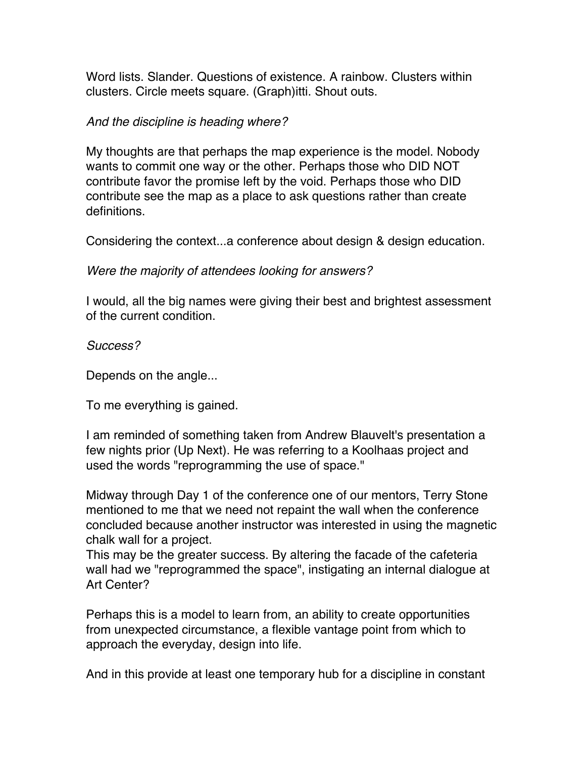Word lists. Slander. Questions of existence. A rainbow. Clusters within clusters. Circle meets square. (Graph)itti. Shout outs.

*And the discipline is heading where?*

My thoughts are that perhaps the map experience is the model. Nobody wants to commit one way or the other. Perhaps those who DID NOT contribute favor the promise left by the void. Perhaps those who DID contribute see the map as a place to ask questions rather than create definitions.

Considering the context...a conference about design & design education.

*Were the majority of attendees looking for answers?*

I would, all the big names were giving their best and brightest assessment of the current condition.

*Success?*

Depends on the angle...

To me everything is gained.

I am reminded of something taken from Andrew Blauvelt's presentation a few nights prior (Up Next). He was referring to a Koolhaas project and used the words "reprogramming the use of space."

Midway through Day 1 of the conference one of our mentors, Terry Stone mentioned to me that we need not repaint the wall when the conference concluded because another instructor was interested in using the magnetic chalk wall for a project.
This may be the greater success. By altering the facade of the cafeteria wall had we "reprogrammed the space", instigating an internal dialogue at Art Center?

Perhaps this is a model to learn from, an ability to create opportunities from unexpected circumstance, a flexible vantage point from which to approach the everyday, design into life.

And in this provide at least one temporary hub for a discipline in constant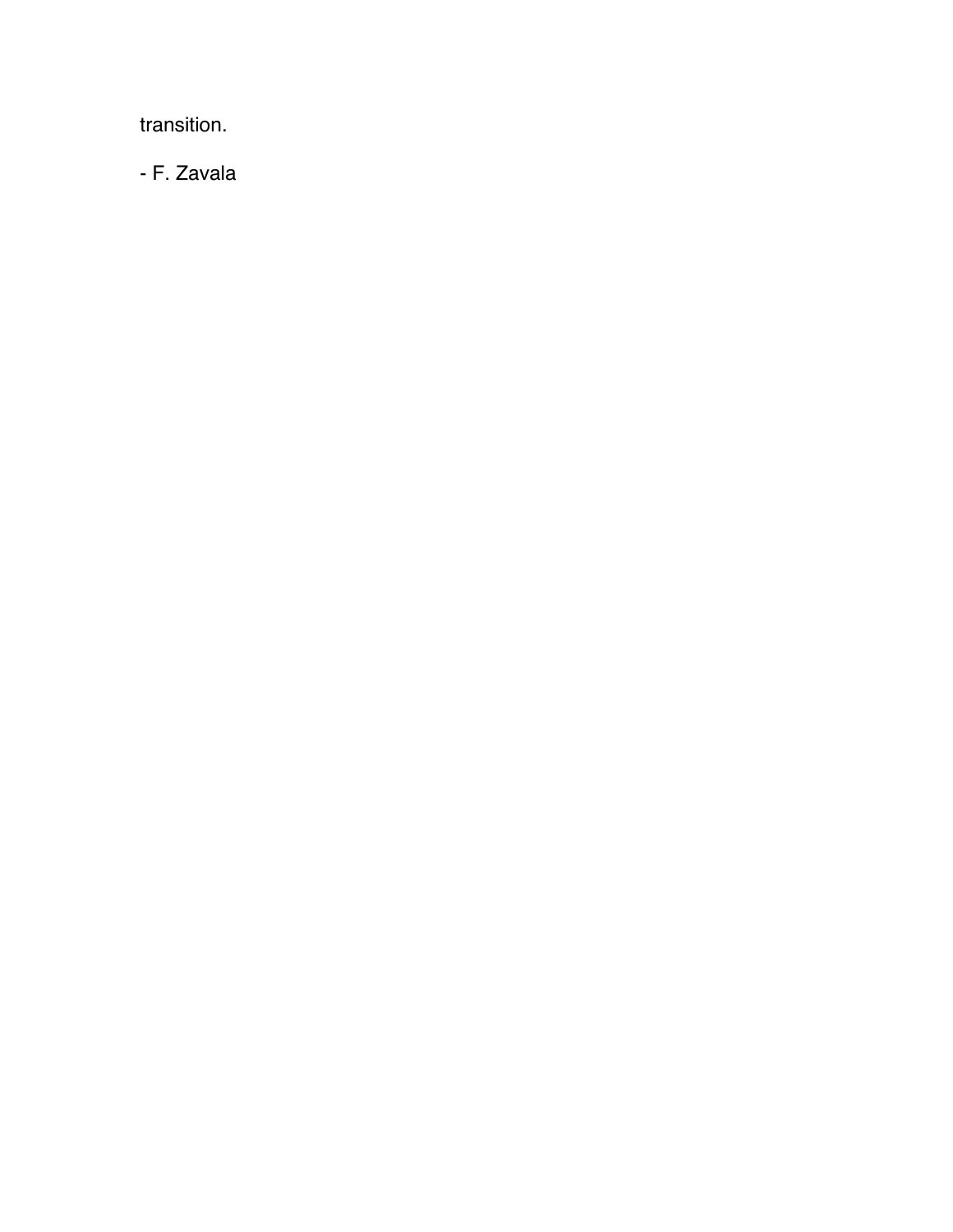transition.

- F. Zavala